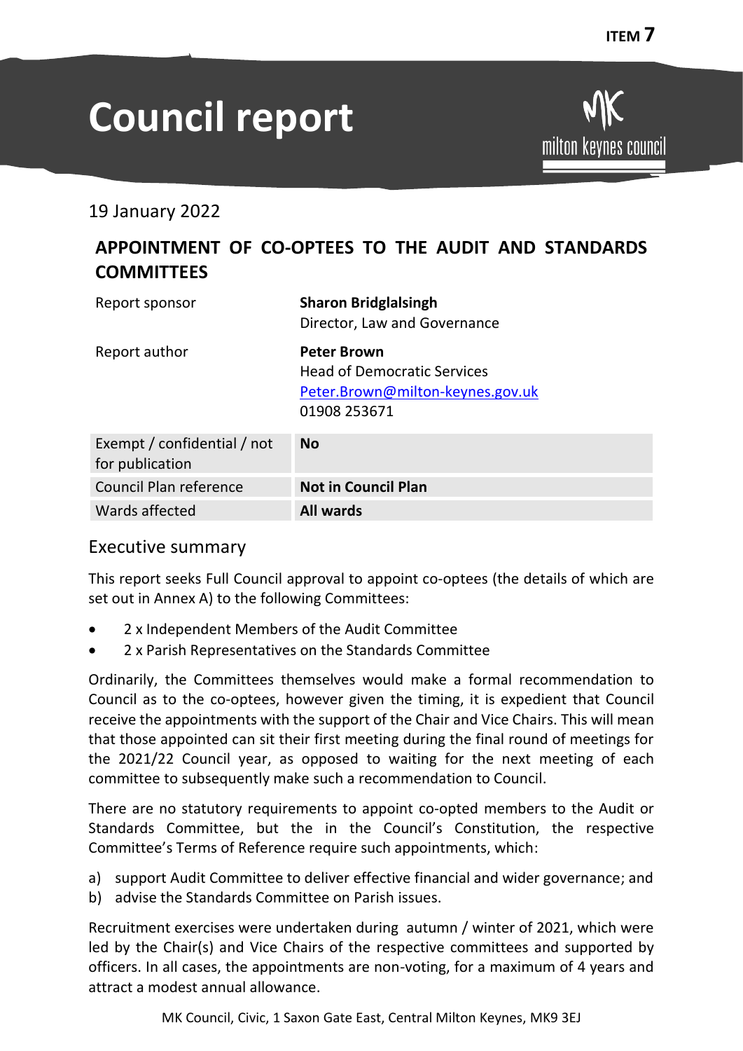ITEM 7

# Council report

19 January 2022

## APPOINTMENT OF CO-OPTEES TO THE AUDIT AND STANDARDS COMMITTEES

| | |
|---|---|
| Report sponsor | **Sharon Bridglalsingh**<br>Director, Law and Governance |
| Report author | **Peter Brown**<br>Head of Democratic Services<br>Peter.Brown@milton-keynes.gov.uk<br>01908 253671 |

| | |
|---|---|
| Exempt / confidential / not for publication | **No** |
| Council Plan reference | **Not in Council Plan** |
| Wards affected | **All wards** |

## Executive summary

This report seeks Full Council approval to appoint co-optees (the details of which are set out in Annex A) to the following Committees:

- 2 x Independent Members of the Audit Committee
- 2 x Parish Representatives on the Standards Committee

Ordinarily, the Committees themselves would make a formal recommendation to Council as to the co-optees, however given the timing, it is expedient that Council receive the appointments with the support of the Chair and Vice Chairs. This will mean that those appointed can sit their first meeting during the final round of meetings for the 2021/22 Council year, as opposed to waiting for the next meeting of each committee to subsequently make such a recommendation to Council.

There are no statutory requirements to appoint co-opted members to the Audit or Standards Committee, but the in the Council's Constitution, the respective Committee's Terms of Reference require such appointments, which:

a) support Audit Committee to deliver effective financial and wider governance; and
b) advise the Standards Committee on Parish issues.

Recruitment exercises were undertaken during autumn / winter of 2021, which were led by the Chair(s) and Vice Chairs of the respective committees and supported by officers. In all cases, the appointments are non-voting, for a maximum of 4 years and attract a modest annual allowance.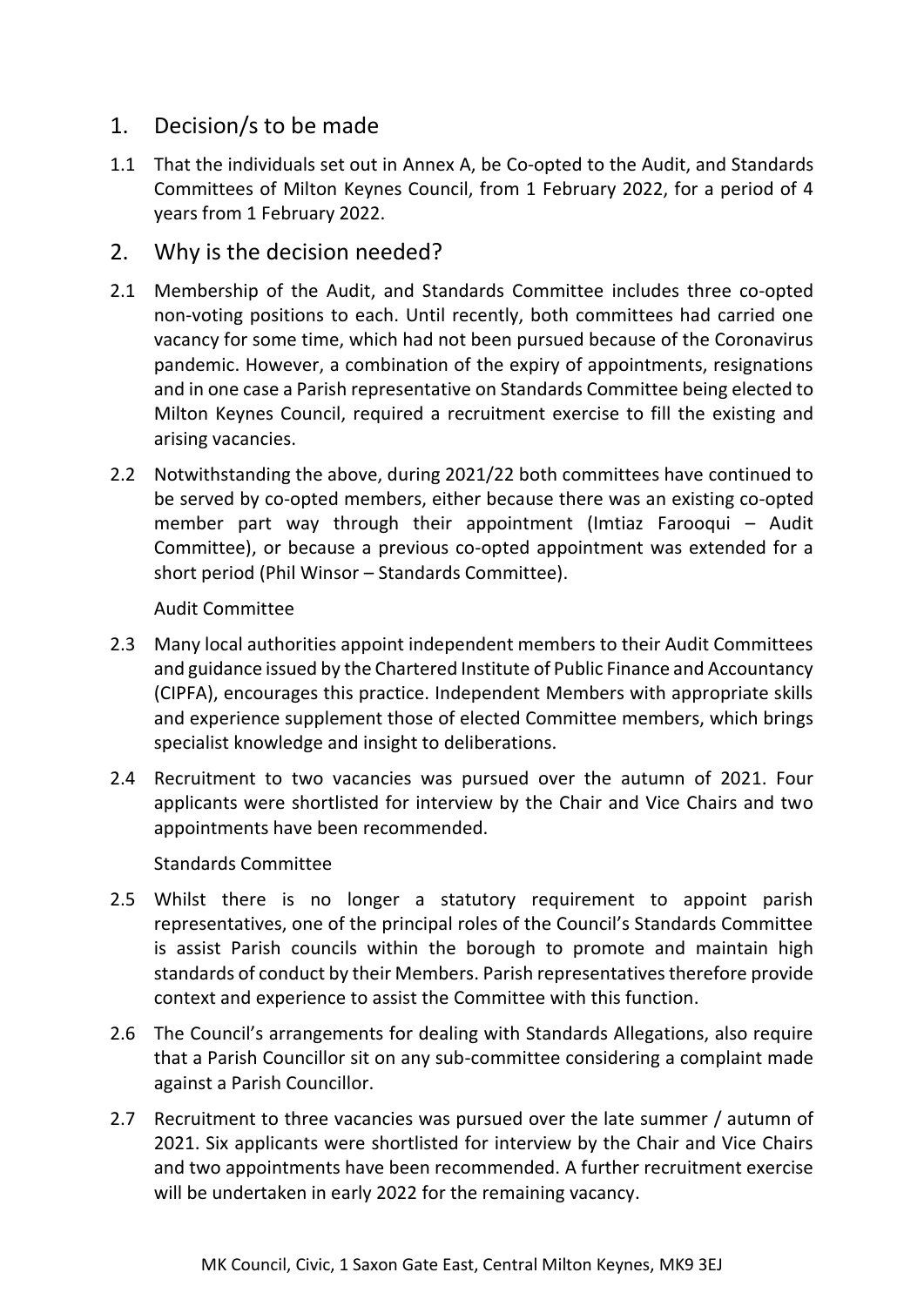## 1. Decision/s to be made

1.1 That the individuals set out in Annex A, be Co-opted to the Audit, and Standards Committees of Milton Keynes Council, from 1 February 2022, for a period of 4 years from 1 February 2022.

## 2. Why is the decision needed?

2.1 Membership of the Audit, and Standards Committee includes three co-opted non-voting positions to each. Until recently, both committees had carried one vacancy for some time, which had not been pursued because of the Coronavirus pandemic. However, a combination of the expiry of appointments, resignations and in one case a Parish representative on Standards Committee being elected to Milton Keynes Council, required a recruitment exercise to fill the existing and arising vacancies.

2.2 Notwithstanding the above, during 2021/22 both committees have continued to be served by co-opted members, either because there was an existing co-opted member part way through their appointment (Imtiaz Farooqui – Audit Committee), or because a previous co-opted appointment was extended for a short period (Phil Winsor – Standards Committee).

Audit Committee

2.3 Many local authorities appoint independent members to their Audit Committees and guidance issued by the Chartered Institute of Public Finance and Accountancy (CIPFA), encourages this practice. Independent Members with appropriate skills and experience supplement those of elected Committee members, which brings specialist knowledge and insight to deliberations.

2.4 Recruitment to two vacancies was pursued over the autumn of 2021. Four applicants were shortlisted for interview by the Chair and Vice Chairs and two appointments have been recommended.

Standards Committee

2.5 Whilst there is no longer a statutory requirement to appoint parish representatives, one of the principal roles of the Council's Standards Committee is assist Parish councils within the borough to promote and maintain high standards of conduct by their Members. Parish representatives therefore provide context and experience to assist the Committee with this function.

2.6 The Council's arrangements for dealing with Standards Allegations, also require that a Parish Councillor sit on any sub-committee considering a complaint made against a Parish Councillor.

2.7 Recruitment to three vacancies was pursued over the late summer / autumn of 2021. Six applicants were shortlisted for interview by the Chair and Vice Chairs and two appointments have been recommended. A further recruitment exercise will be undertaken in early 2022 for the remaining vacancy.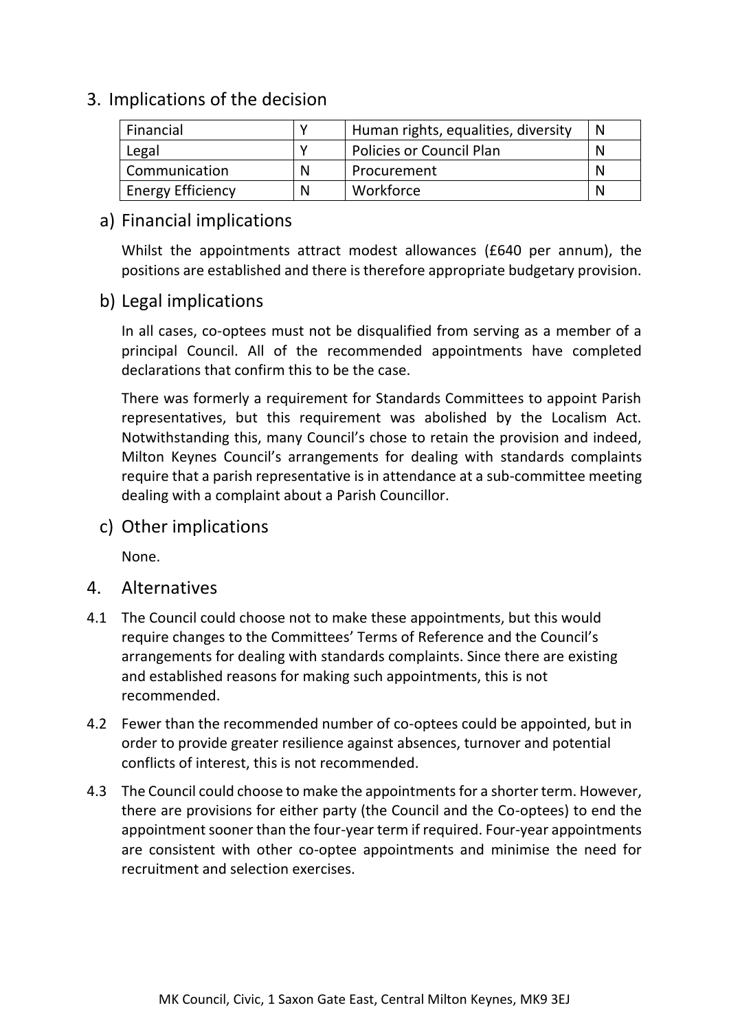## 3. Implications of the decision

| Financial | Y | Human rights, equalities, diversity | N |
|---|---|---|---|
| Legal | Y | Policies or Council Plan | N |
| Communication | N | Procurement | N |
| Energy Efficiency | N | Workforce | N |

### a) Financial implications

Whilst the appointments attract modest allowances (£640 per annum), the positions are established and there is therefore appropriate budgetary provision.

### b) Legal implications

In all cases, co-optees must not be disqualified from serving as a member of a principal Council. All of the recommended appointments have completed declarations that confirm this to be the case.

There was formerly a requirement for Standards Committees to appoint Parish representatives, but this requirement was abolished by the Localism Act. Notwithstanding this, many Council's chose to retain the provision and indeed, Milton Keynes Council's arrangements for dealing with standards complaints require that a parish representative is in attendance at a sub-committee meeting dealing with a complaint about a Parish Councillor.

### c) Other implications

None.

## 4. Alternatives

4.1 The Council could choose not to make these appointments, but this would require changes to the Committees' Terms of Reference and the Council's arrangements for dealing with standards complaints. Since there are existing and established reasons for making such appointments, this is not recommended.

4.2 Fewer than the recommended number of co-optees could be appointed, but in order to provide greater resilience against absences, turnover and potential conflicts of interest, this is not recommended.

4.3 The Council could choose to make the appointments for a shorter term. However, there are provisions for either party (the Council and the Co-optees) to end the appointment sooner than the four-year term if required. Four-year appointments are consistent with other co-optee appointments and minimise the need for recruitment and selection exercises.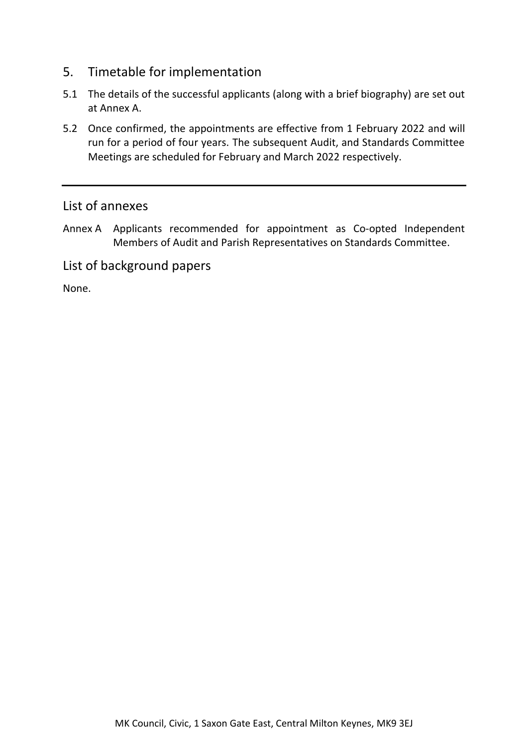## 5. Timetable for implementation

5.1 The details of the successful applicants (along with a brief biography) are set out at Annex A.

5.2 Once confirmed, the appointments are effective from 1 February 2022 and will run for a period of four years. The subsequent Audit, and Standards Committee Meetings are scheduled for February and March 2022 respectively.

---

## List of annexes

Annex A Applicants recommended for appointment as Co-opted Independent Members of Audit and Parish Representatives on Standards Committee.

## List of background papers

None.